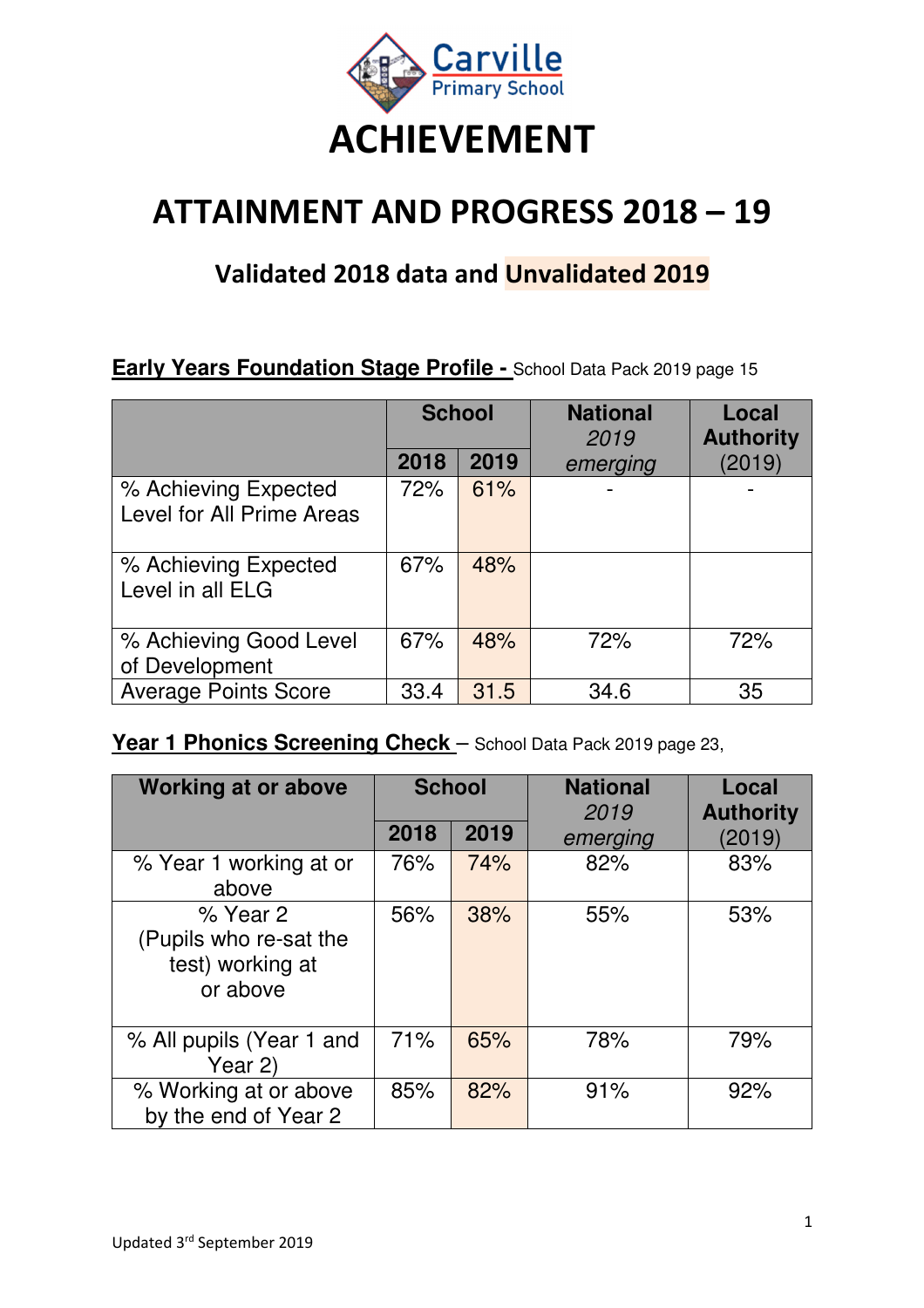Carville Primary School

# ACHIEVEMENT

# ATTAINMENT AND PROGRESS 2018 – 19

## Validated 2018 data and Unvalidated 2019

**Early Years Foundation Stage Profile -** School Data Pack 2019 page 15

| | School | | National *2019 emerging* | Local Authority (2019) |
|---|---|---|---|---|
| | 2018 | 2019 | | |
| % Achieving Expected Level for All Prime Areas | 72% | 61% | - | - |
| % Achieving Expected Level in all ELG | 67% | 48% | | |
| % Achieving Good Level of Development | 67% | 48% | 72% | 72% |
| Average Points Score | 33.4 | 31.5 | 34.6 | 35 |

**Year 1 Phonics Screening Check** – School Data Pack 2019 page 23,

| Working at or above | School | | National *2019 emerging* | Local Authority (2019) |
|---|---|---|---|---|
| | 2018 | 2019 | | |
| % Year 1 working at or above | 76% | 74% | 82% | 83% |
| % Year 2 (Pupils who re-sat the test) working at or above | 56% | 38% | 55% | 53% |
| % All pupils (Year 1 and Year 2) | 71% | 65% | 78% | 79% |
| % Working at or above by the end of Year 2 | 85% | 82% | 91% | 92% |

Updated 3rd September 2019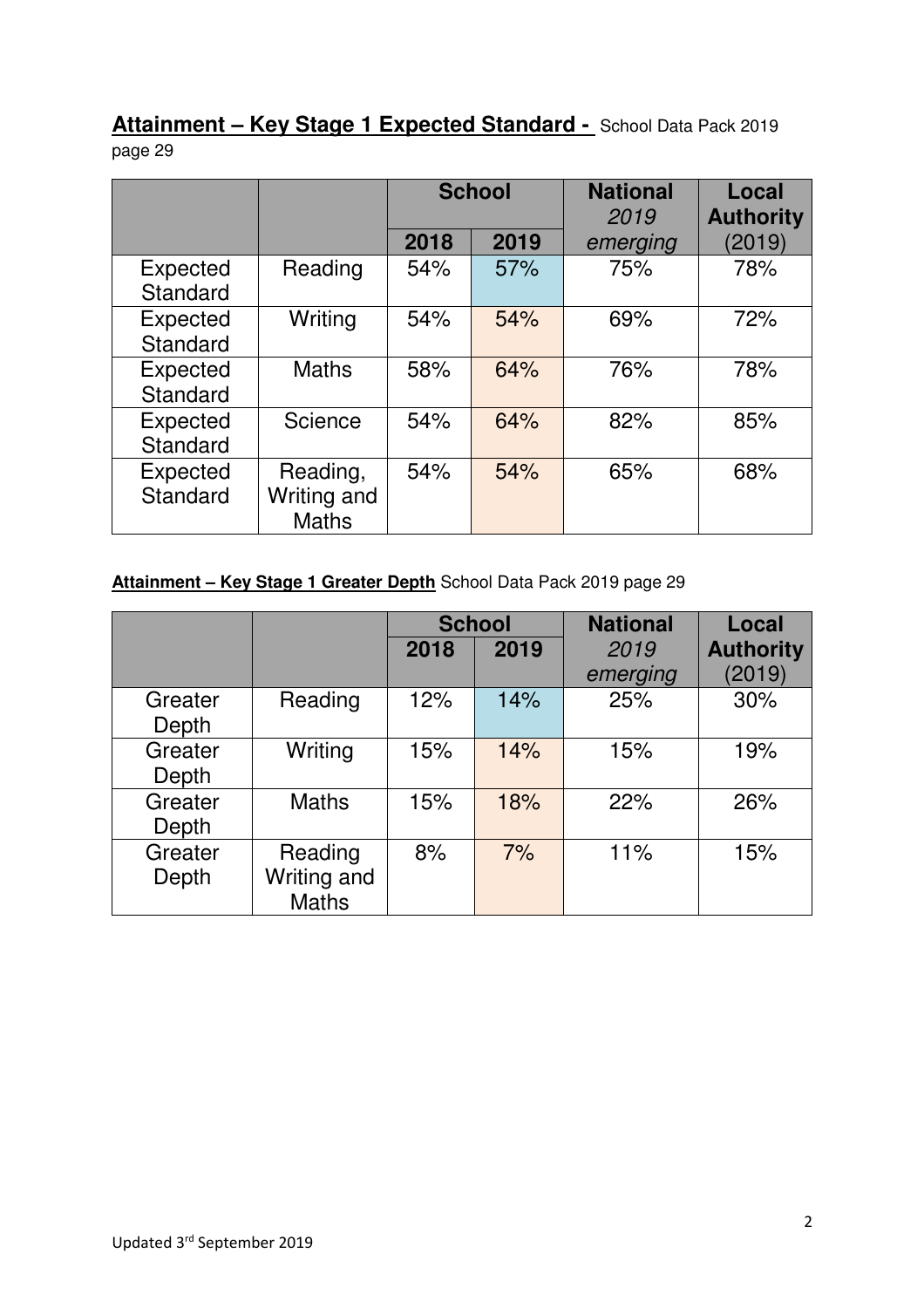**Attainment – Key Stage 1 Expected Standard -** School Data Pack 2019 page 29

| | | School | | National *2019 emerging* | Local Authority (2019) |
|---|---|---|---|---|---|
| | | **2018** | **2019** | | |
| Expected Standard | Reading | 54% | 57% | 75% | 78% |
| Expected Standard | Writing | 54% | 54% | 69% | 72% |
| Expected Standard | Maths | 58% | 64% | 76% | 78% |
| Expected Standard | Science | 54% | 64% | 82% | 85% |
| Expected Standard | Reading, Writing and Maths | 54% | 54% | 65% | 68% |

**Attainment – Key Stage 1 Greater Depth** School Data Pack 2019 page 29

| | | School | | National *2019 emerging* | Local Authority (2019) |
|---|---|---|---|---|---|
| | | **2018** | **2019** | | |
| Greater Depth | Reading | 12% | 14% | 25% | 30% |
| Greater Depth | Writing | 15% | 14% | 15% | 19% |
| Greater Depth | Maths | 15% | 18% | 22% | 26% |
| Greater Depth | Reading Writing and Maths | 8% | 7% | 11% | 15% |

Updated 3rd September 2019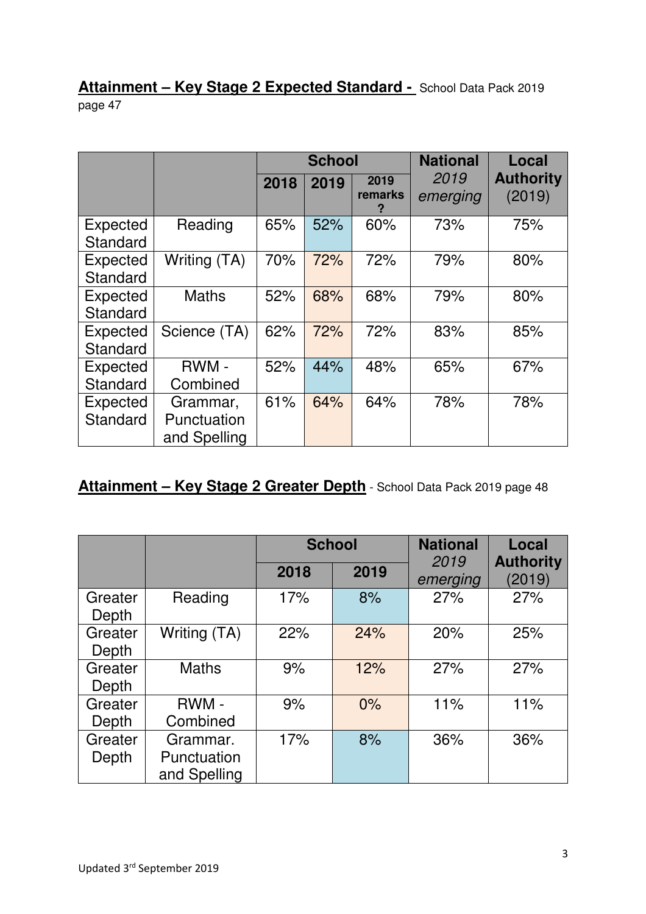**Attainment – Key Stage 2 Expected Standard -** School Data Pack 2019 page 47

| | | School | | | National | Local Authority |
|---|---|---|---|---|---|---|
| | | 2018 | 2019 | 2019 remarks ? | *2019 emerging* | (2019) |
| Expected Standard | Reading | 65% | 52% | 60% | 73% | 75% |
| Expected Standard | Writing (TA) | 70% | 72% | 72% | 79% | 80% |
| Expected Standard | Maths | 52% | 68% | 68% | 79% | 80% |
| Expected Standard | Science (TA) | 62% | 72% | 72% | 83% | 85% |
| Expected Standard | RWM - Combined | 52% | 44% | 48% | 65% | 67% |
| Expected Standard | Grammar, Punctuation and Spelling | 61% | 64% | 64% | 78% | 78% |

**Attainment – Key Stage 2 Greater Depth** - School Data Pack 2019 page 48

| | | School | | National | Local Authority |
|---|---|---|---|---|---|
| | | 2018 | 2019 | *2019 emerging* | (2019) |
| Greater Depth | Reading | 17% | 8% | 27% | 27% |
| Greater Depth | Writing (TA) | 22% | 24% | 20% | 25% |
| Greater Depth | Maths | 9% | 12% | 27% | 27% |
| Greater Depth | RWM - Combined | 9% | 0% | 11% | 11% |
| Greater Depth | Grammar. Punctuation and Spelling | 17% | 8% | 36% | 36% |

Updated 3rd September 2019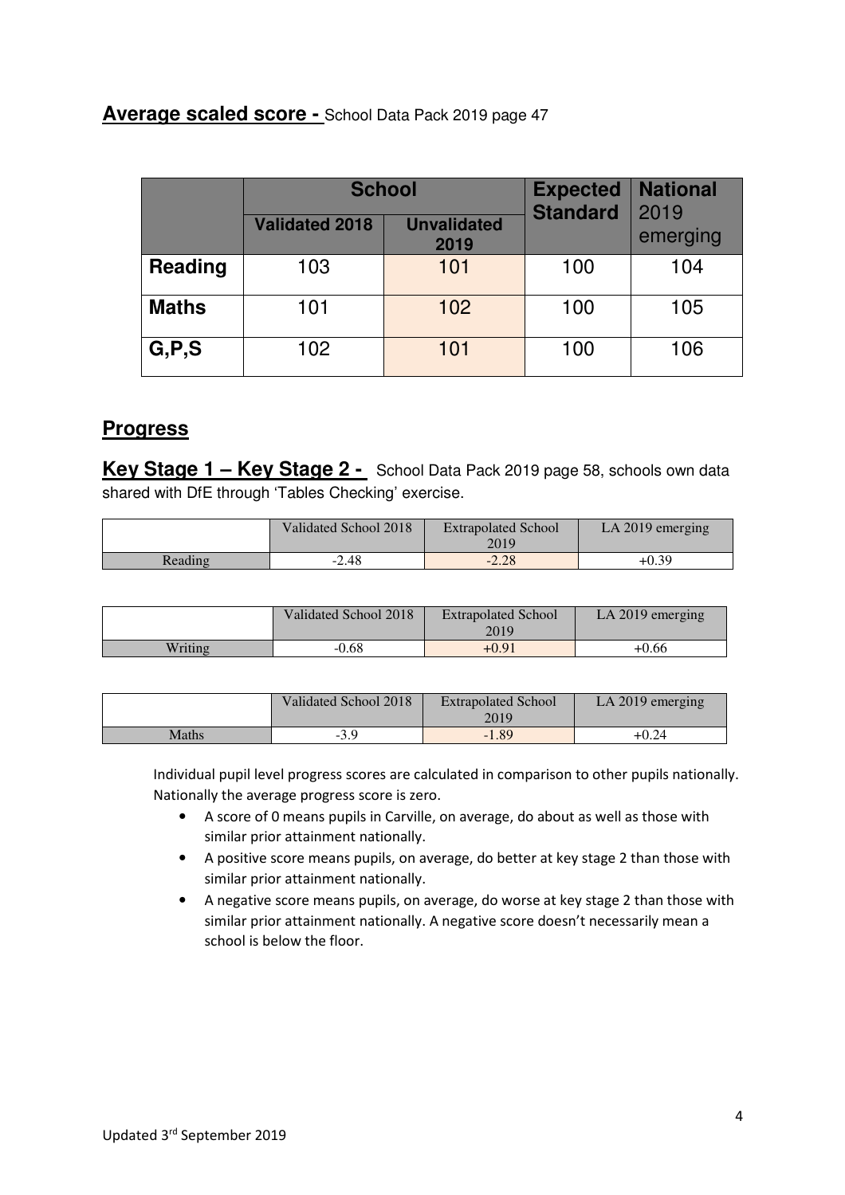## **Average scaled score -** School Data Pack 2019 page 47

| | **School** | | **Expected Standard** | **National** 2019 emerging |
|---|---|---|---|---|
| | **Validated 2018** | **Unvalidated 2019** | | |
| **Reading** | 103 | 101 | 100 | 104 |
| **Maths** | 101 | 102 | 100 | 105 |
| **G,P,S** | 102 | 101 | 100 | 106 |

## **Progress**

### **Key Stage 1 – Key Stage 2 -** School Data Pack 2019 page 58, schools own data shared with DfE through 'Tables Checking' exercise.

| | Validated School 2018 | Extrapolated School 2019 | LA 2019 emerging |
|---|---|---|---|
| Reading | -2.48 | -2.28 | +0.39 |

| | Validated School 2018 | Extrapolated School 2019 | LA 2019 emerging |
|---|---|---|---|
| Writing | -0.68 | +0.91 | +0.66 |

| | Validated School 2018 | Extrapolated School 2019 | LA 2019 emerging |
|---|---|---|---|
| Maths | -3.9 | -1.89 | +0.24 |

Individual pupil level progress scores are calculated in comparison to other pupils nationally. Nationally the average progress score is zero.

- A score of 0 means pupils in Carville, on average, do about as well as those with similar prior attainment nationally.
- A positive score means pupils, on average, do better at key stage 2 than those with similar prior attainment nationally.
- A negative score means pupils, on average, do worse at key stage 2 than those with similar prior attainment nationally. A negative score doesn't necessarily mean a school is below the floor.

Updated 3rd September 2019